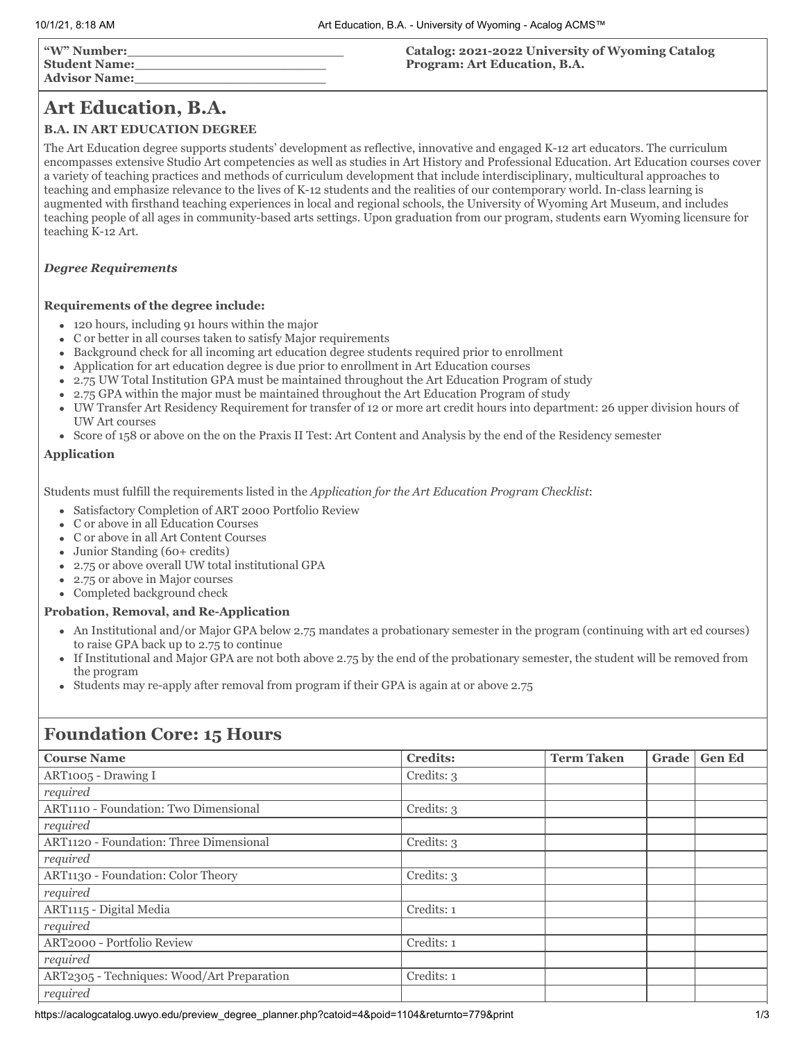| "W" Number:_______________________ | Catalog: 2021-2022 University of Wyoming Catalog |
| --- | --- |
| Student Name:_____________________ | Program: Art Education, B.A. |
| Advisor Name:_____________________ | |

# Art Education, B.A.

**B.A. IN ART EDUCATION DEGREE**

The Art Education degree supports students' development as reflective, innovative and engaged K-12 art educators. The curriculum encompasses extensive Studio Art competencies as well as studies in Art History and Professional Education. Art Education courses cover a variety of teaching practices and methods of curriculum development that include interdisciplinary, multicultural approaches to teaching and emphasize relevance to the lives of K-12 students and the realities of our contemporary world. In-class learning is augmented with firsthand teaching experiences in local and regional schools, the University of Wyoming Art Museum, and includes teaching people of all ages in community-based arts settings. Upon graduation from our program, students earn Wyoming licensure for teaching K-12 Art.

***Degree Requirements***

**Requirements of the degree include:**

- 120 hours, including 91 hours within the major
- C or better in all courses taken to satisfy Major requirements
- Background check for all incoming art education degree students required prior to enrollment
- Application for art education degree is due prior to enrollment in Art Education courses
- 2.75 UW Total Institution GPA must be maintained throughout the Art Education Program of study
- 2.75 GPA within the major must be maintained throughout the Art Education Program of study
- UW Transfer Art Residency Requirement for transfer of 12 or more art credit hours into department: 26 upper division hours of UW Art courses
- Score of 158 or above on the on the Praxis II Test: Art Content and Analysis by the end of the Residency semester

**Application**

Students must fulfill the requirements listed in the *Application for the Art Education Program Checklist*:

- Satisfactory Completion of ART 2000 Portfolio Review
- C or above in all Education Courses
- C or above in all Art Content Courses
- Junior Standing (60+ credits)
- 2.75 or above overall UW total institutional GPA
- 2.75 or above in Major courses
- Completed background check

**Probation, Removal, and Re-Application**

- An Institutional and/or Major GPA below 2.75 mandates a probationary semester in the program (continuing with art ed courses) to raise GPA back up to 2.75 to continue
- If Institutional and Major GPA are not both above 2.75 by the end of the probationary semester, the student will be removed from the program
- Students may re-apply after removal from program if their GPA is again at or above 2.75

## Foundation Core: 15 Hours

| Course Name | Credits: | Term Taken | Grade | Gen Ed |
| --- | --- | --- | --- | --- |
| ART1005 - Drawing I | Credits: 3 | | | |
| *required* | | | | |
| ART1110 - Foundation: Two Dimensional | Credits: 3 | | | |
| *required* | | | | |
| ART1120 - Foundation: Three Dimensional | Credits: 3 | | | |
| *required* | | | | |
| ART1130 - Foundation: Color Theory | Credits: 3 | | | |
| *required* | | | | |
| ART1115 - Digital Media | Credits: 1 | | | |
| *required* | | | | |
| ART2000 - Portfolio Review | Credits: 1 | | | |
| *required* | | | | |
| ART2305 - Techniques: Wood/Art Preparation | Credits: 1 | | | |
| *required* | | | | |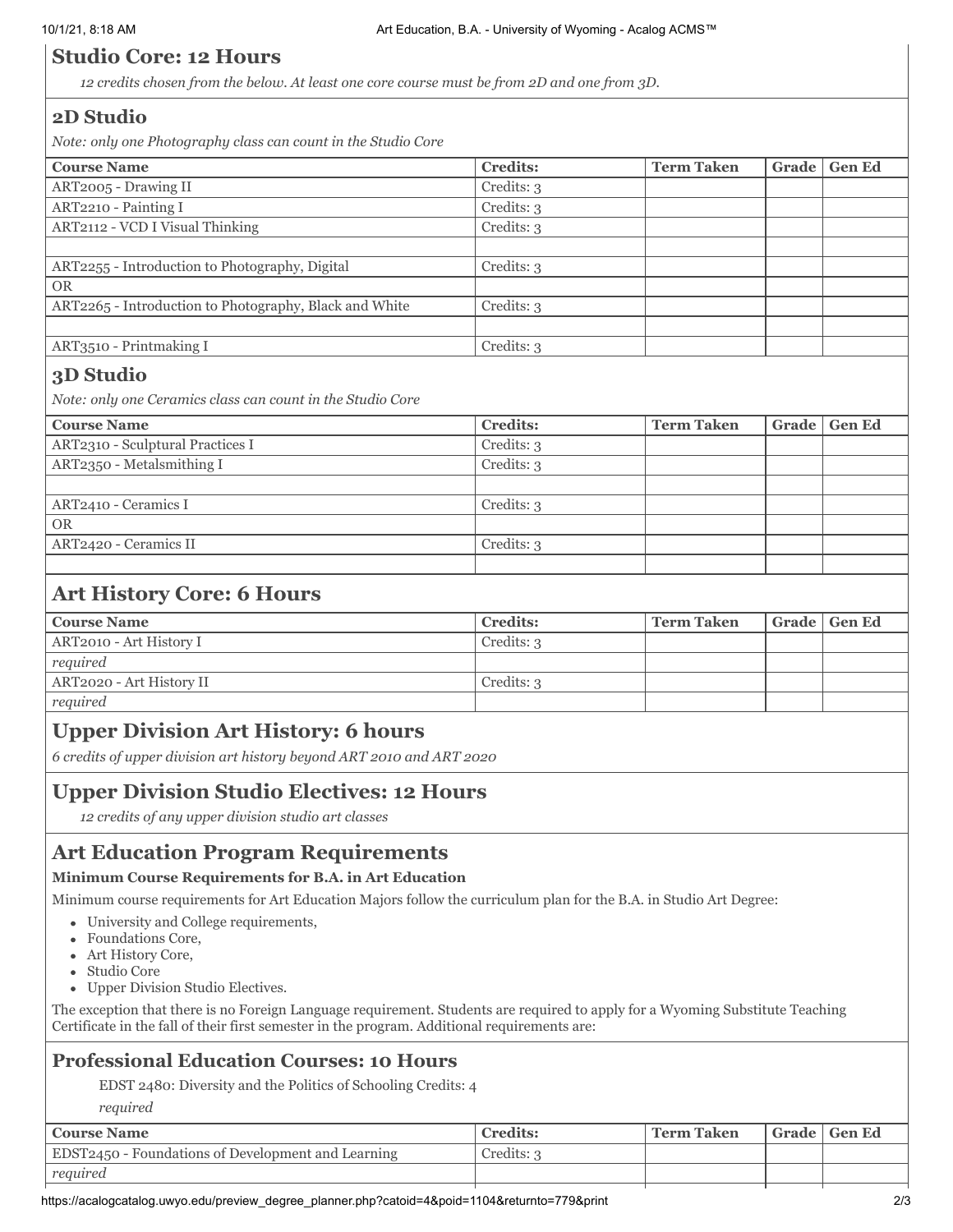## Studio Core: 12 Hours

*12 credits chosen from the below. At least one core course must be from 2D and one from 3D.*

### 2D Studio

*Note: only one Photography class can count in the Studio Core*

| Course Name | Credits: | Term Taken | Grade | Gen Ed |
|---|---|---|---|---|
| ART2005 - Drawing II | Credits: 3 | | | |
| ART2210 - Painting I | Credits: 3 | | | |
| ART2112 - VCD I Visual Thinking | Credits: 3 | | | |
| | | | | |
| ART2255 - Introduction to Photography, Digital | Credits: 3 | | | |
| OR | | | | |
| ART2265 - Introduction to Photography, Black and White | Credits: 3 | | | |
| | | | | |
| ART3510 - Printmaking I | Credits: 3 | | | |

### 3D Studio

*Note: only one Ceramics class can count in the Studio Core*

| Course Name | Credits: | Term Taken | Grade | Gen Ed |
|---|---|---|---|---|
| ART2310 - Sculptural Practices I | Credits: 3 | | | |
| ART2350 - Metalsmithing I | Credits: 3 | | | |
| | | | | |
| ART2410 - Ceramics I | Credits: 3 | | | |
| OR | | | | |
| ART2420 - Ceramics II | Credits: 3 | | | |
| | | | | |

## Art History Core: 6 Hours

| Course Name | Credits: | Term Taken | Grade | Gen Ed |
|---|---|---|---|---|
| ART2010 - Art History I | Credits: 3 | | | |
| *required* | | | | |
| ART2020 - Art History II | Credits: 3 | | | |
| *required* | | | | |

## Upper Division Art History: 6 hours

*6 credits of upper division art history beyond ART 2010 and ART 2020*

## Upper Division Studio Electives: 12 Hours

*12 credits of any upper division studio art classes*

## Art Education Program Requirements

**Minimum Course Requirements for B.A. in Art Education**

Minimum course requirements for Art Education Majors follow the curriculum plan for the B.A. in Studio Art Degree:

- University and College requirements,
- Foundations Core,
- Art History Core,
- Studio Core
- Upper Division Studio Electives.

The exception that there is no Foreign Language requirement. Students are required to apply for a Wyoming Substitute Teaching Certificate in the fall of their first semester in the program. Additional requirements are:

## Professional Education Courses: 10 Hours

EDST 2480: Diversity and the Politics of Schooling Credits: 4

*required*

| Course Name | Credits: | Term Taken | Grade | Gen Ed |
|---|---|---|---|---|
| EDST2450 - Foundations of Development and Learning | Credits: 3 | | | |
| *required* | | | | |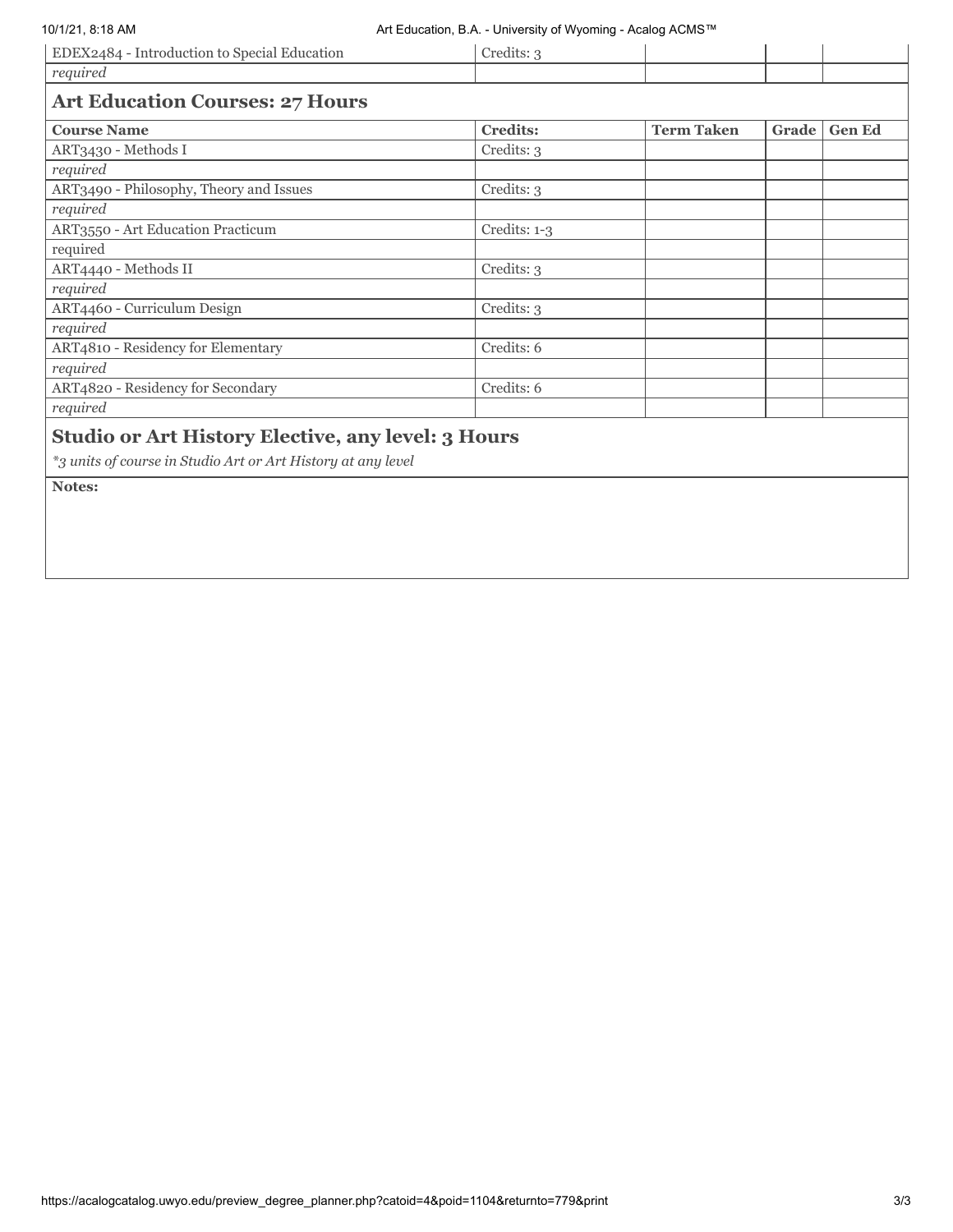| | | | | |
|---|---|---|---|---|
| EDEX2484 - Introduction to Special Education | Credits: 3 | | | |
| *required* | | | | |

## Art Education Courses: 27 Hours

| Course Name | Credits: | Term Taken | Grade | Gen Ed |
|---|---|---|---|---|
| ART3430 - Methods I | Credits: 3 | | | |
| *required* | | | | |
| ART3490 - Philosophy, Theory and Issues | Credits: 3 | | | |
| *required* | | | | |
| ART3550 - Art Education Practicum | Credits: 1-3 | | | |
| required | | | | |
| ART4440 - Methods II | Credits: 3 | | | |
| *required* | | | | |
| ART4460 - Curriculum Design | Credits: 3 | | | |
| *required* | | | | |
| ART4810 - Residency for Elementary | Credits: 6 | | | |
| *required* | | | | |
| ART4820 - Residency for Secondary | Credits: 6 | | | |
| *required* | | | | |

## Studio or Art History Elective, any level: 3 Hours

*\*3 units of course in Studio Art or Art History at any level*

**Notes:**